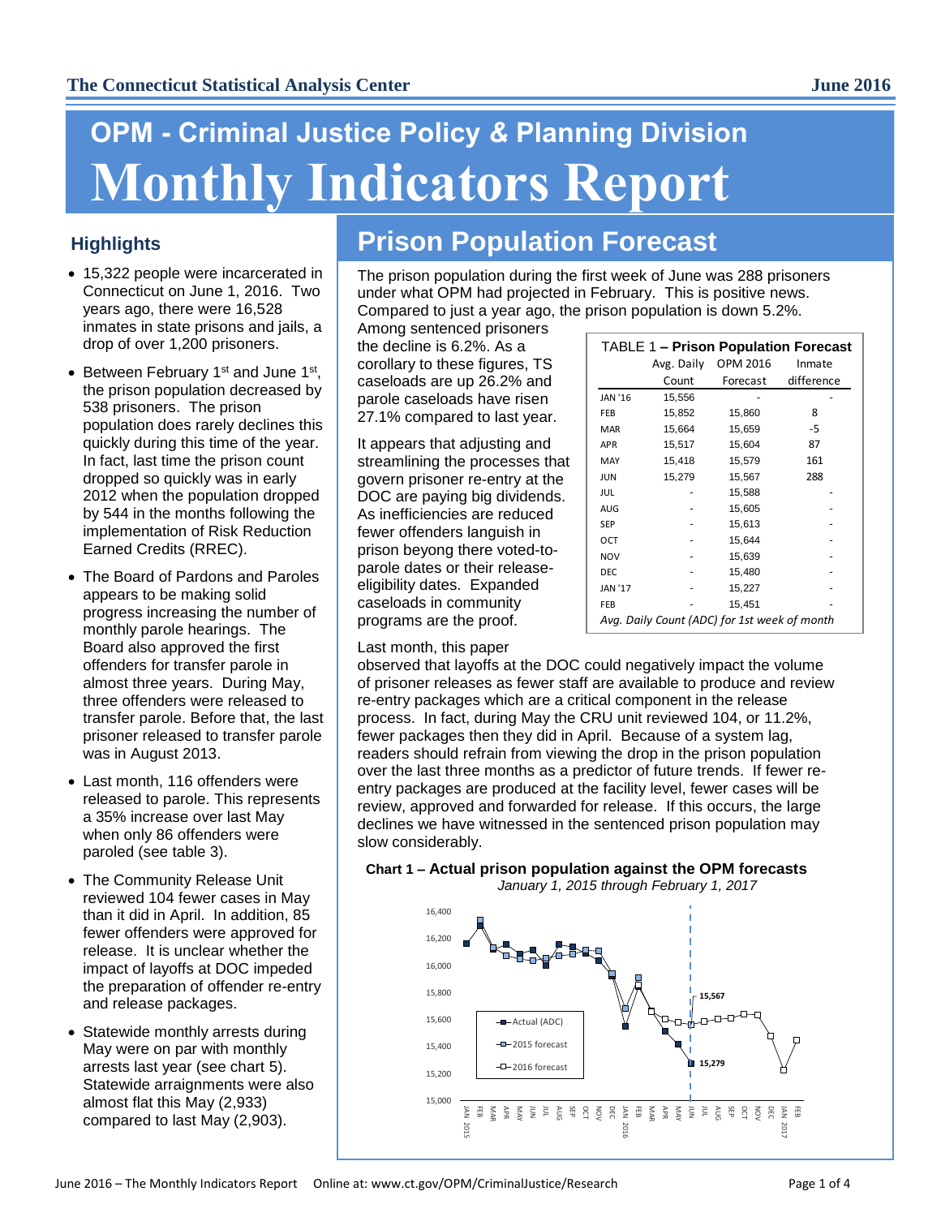The Connecticut Statistical Analysis Center

June 2016

# OPM - Criminal Justice Policy & Planning Division

# Monthly Indicators Report

## Highlights

- 15,322 people were incarcerated in Connecticut on June 1, 2016. Two years ago, there were 16,528 inmates in state prisons and jails, a drop of over 1,200 prisoners.
- Between February 1st and June 1st, the prison population decreased by 538 prisoners. The prison population does rarely declines this quickly during this time of the year. In fact, last time the prison count dropped so quickly was in early 2012 when the population dropped by 544 in the months following the implementation of Risk Reduction Earned Credits (RREC).
- The Board of Pardons and Paroles appears to be making solid progress increasing the number of monthly parole hearings. The Board also approved the first offenders for transfer parole in almost three years. During May, three offenders were released to transfer parole. Before that, the last prisoner released to transfer parole was in August 2013.
- Last month, 116 offenders were released to parole. This represents a 35% increase over last May when only 86 offenders were paroled (see table 3).
- The Community Release Unit reviewed 104 fewer cases in May than it did in April. In addition, 85 fewer offenders were approved for release. It is unclear whether the impact of layoffs at DOC impeded the preparation of offender re-entry and release packages.
- Statewide monthly arrests during May were on par with monthly arrests last year (see chart 5). Statewide arraignments were also almost flat this May (2,933) compared to last May (2,903).

## Prison Population Forecast

The prison population during the first week of June was 288 prisoners under what OPM had projected in February. This is positive news. Compared to just a year ago, the prison population is down 5.2%. Among sentenced prisoners the decline is 6.2%. As a corollary to these figures, TS caseloads are up 26.2% and parole caseloads have risen 27.1% compared to last year.

It appears that adjusting and streamlining the processes that govern prisoner re-entry at the DOC are paying big dividends. As inefficiencies are reduced fewer offenders languish in prison beyond there voted-to-parole dates or their release-eligibility dates. Expanded caseloads in community programs are the proof.

TABLE 1 – **Prison Population Forecast**

| | Avg. Daily Count | OPM 2016 Forecast | Inmate difference |
|---|---|---|---|
| JAN '16 | 15,556 | - | - |
| FEB | 15,852 | 15,860 | 8 |
| MAR | 15,664 | 15,659 | -5 |
| APR | 15,517 | 15,604 | 87 |
| MAY | 15,418 | 15,579 | 161 |
| JUN | 15,279 | 15,567 | 288 |
| JUL | - | 15,588 | - |
| AUG | - | 15,605 | - |
| SEP | - | 15,613 | - |
| OCT | - | 15,644 | - |
| NOV | - | 15,639 | - |
| DEC | - | 15,480 | - |
| JAN '17 | - | 15,227 | - |
| FEB | - | 15,451 | - |

*Avg. Daily Count (ADC) for 1st week of month*

Last month, this paper observed that layoffs at the DOC could negatively impact the volume of prisoner releases as fewer staff are available to produce and review re-entry packages which are a critical component in the release process. In fact, during May the CRU unit reviewed 104, or 11.2%, fewer packages then they did in April. Because of a system lag, readers should refrain from viewing the drop in the prison population over the last three months as a predictor of future trends. If fewer re-entry packages are produced at the facility level, fewer cases will be review, approved and forwarded for release. If this occurs, the large declines we have witnessed in the sentenced prison population may slow considerably.

**Chart 1 – Actual prison population against the OPM forecasts**

*January 1, 2015 through February 1, 2017*

(Chart: y-axis 15,000–16,400; x-axis JAN 2015 through FEB 2017; series: Actual (ADC), 2015 forecast, 2016 forecast; labeled points 15,567 and 15,279 at JUN 2016)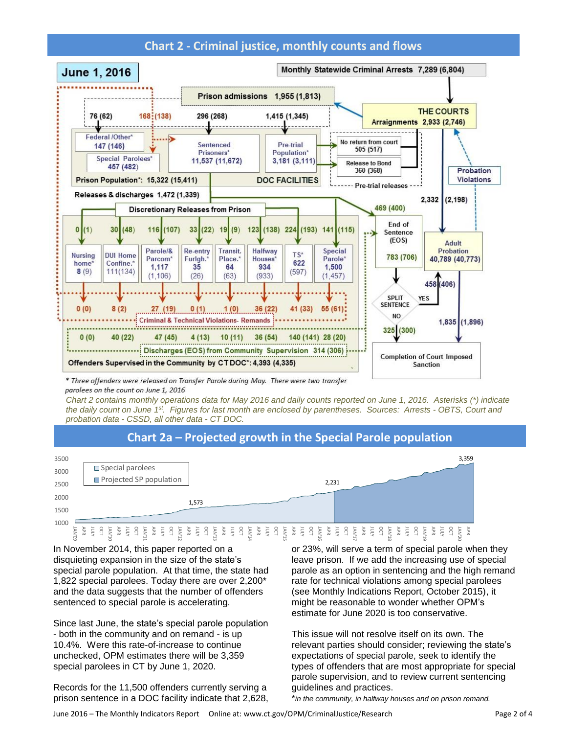## Chart 2 - Criminal justice, monthly counts and flows

**June 1, 2016**

Monthly Statewide Criminal Arrests 7,289 (6,804)

Prison admissions 1,955 (1,813)

76 (62) | 168 (138) | 296 (268) | 1,415 (1,345)

THE COURTS
Arraignments 2,933 (2,746)

Federal /Other* 147 (146)

Special Parolees* 457 (482)

Sentenced Prisoners* 11,537 (11,672)

Pre-trial Population* 3,181 (3,111)

No return from court 505 (517)

Release to Bond 360 (368)

Pre-trial releases

Probation Violations

Prison Population*: 15,322 (15,411)

DOC FACILITIES

Releases & discharges 1,472 (1,339)

2,332 (2,198)

Discretionary Releases from Prison

469 (400)

| | Nursing home* | DUI Home Confine.* | Parole/& Parcom* | Re-entry Furlgh.* | Transit. Place.* | Halfway Houses* | TS* | Special Parole* |
|---|---|---|---|---|---|---|---|---|
| Releases | 0 (1) | 30 (48) | 116 (107) | 33 (22) | 19 (9) | 123 (138) | 224 (193) | 141 (115) |
| Count | 8 (9) | 111(134) | 1,117 (1,106) | 35 (26) | 64 (63) | 934 (933) | 622 (597) | 1,500 (1,457) |
| Criminal & Technical Violations- Remands | 0 (0) | 8 (2) | 27 (19) | 0 (1) | 1 (0) | 36 (22) | 41 (33) | 55 (61) |
| Discharges (EOS) from Community Supervision | 0 (0) | 40 (22) | 47 (45) | 4 (13) | 10 (11) | 36 (54) | 140 (141) | 28 (20) |

Discharges (EOS) from Community Supervision 314 (306)

End of Sentence (EOS) 783 (706)

Adult Probation 40,789 (40,773)

458 (406)

SPLIT SENTENCE — YES / NO

325 (300)

1,835 (1,896)

Completion of Court Imposed Sanction

Offenders Supervised in the Community by CT DOC*: 4,393 (4,335)

*\* Three offenders were released on Transfer Parole during May. There were two transfer parolees on the count on June 1, 2016*

*Chart 2 contains monthly operations data for May 2016 and daily counts reported on June 1, 2016. Asterisks (\*) indicate the daily count on June 1st. Figures for last month are enclosed by parentheses. Sources: Arrests - OBTS, Court and probation data - CSSD, all other data - CT DOC.*

## Chart 2a – Projected growth in the Special Parole population

Legend: Special parolees; Projected SP population

Labeled values: 1,573; 2,231; 3,359

In November 2014, this paper reported on a disquieting expansion in the size of the state's special parole population. At that time, the state had 1,822 special parolees. Today there are over 2,200\* and the data suggests that the number of offenders sentenced to special parole is accelerating.

Since last June, the state's special parole population - both in the community and on remand - is up 10.4%. Were this rate-of-increase to continue unchecked, OPM estimates there will be 3,359 special parolees in CT by June 1, 2020.

Records for the 11,500 offenders currently serving a prison sentence in a DOC facility indicate that 2,628, or 23%, will serve a term of special parole when they leave prison. If we add the increasing use of special parole as an option in sentencing and the high remand rate for technical violations among special parolees (see Monthly Indications Report, October 2015), it might be reasonable to wonder whether OPM's estimate for June 2020 is too conservative.

This issue will not resolve itself on its own. The relevant parties should consider; reviewing the state's expectations of special parole, seek to identify the types of offenders that are most appropriate for special parole supervision, and to review current sentencing guidelines and practices.

\**in the community, in halfway houses and on prison remand.*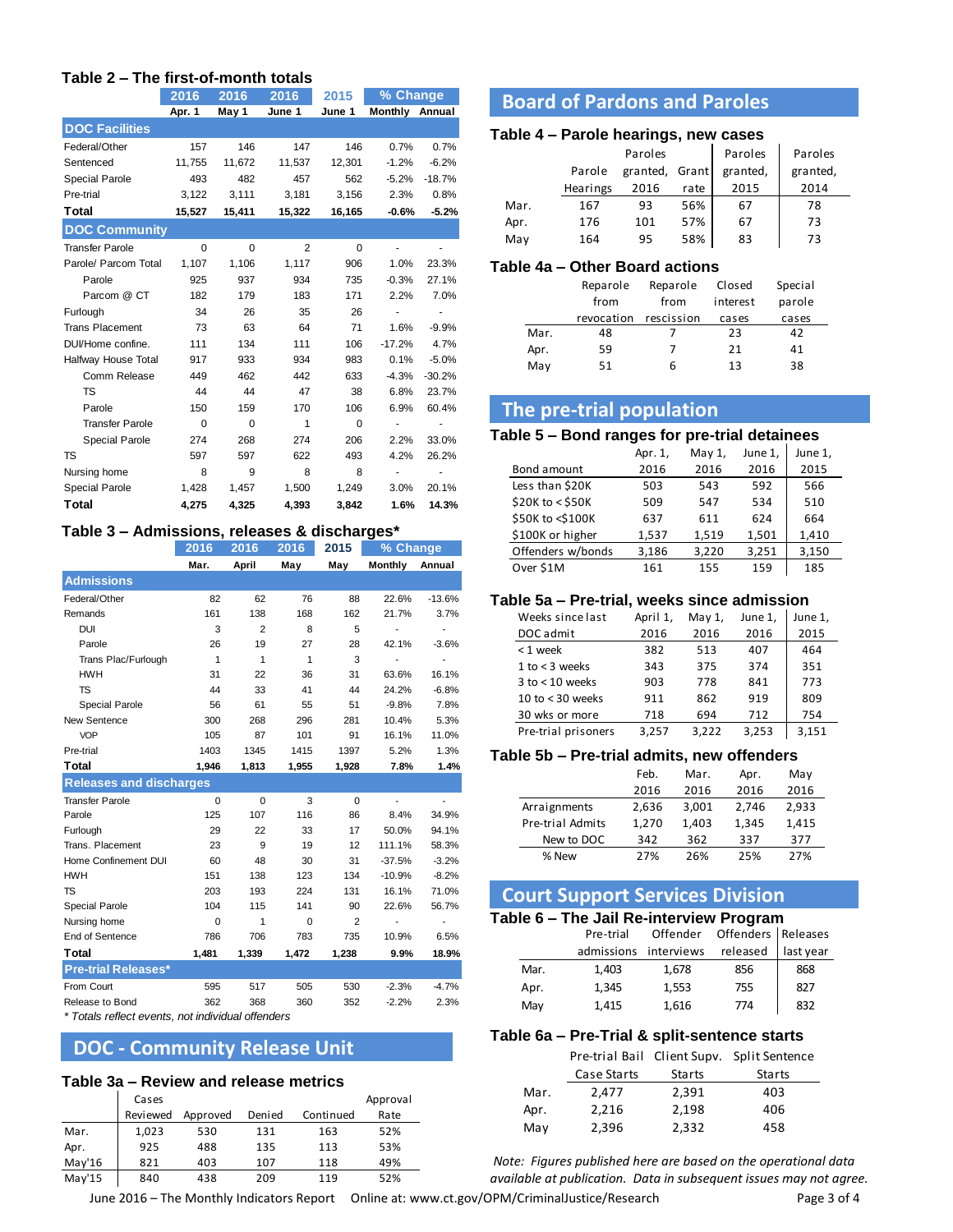## Table 2 – The first-of-month totals

| | 2016 Apr. 1 | 2016 May 1 | 2016 June 1 | 2015 June 1 | % Change Monthly | % Change Annual |
|---|---|---|---|---|---|---|
| **DOC Facilities** | | | | | | |
| Federal/Other | 157 | 146 | 147 | 146 | 0.7% | 0.7% |
| Sentenced | 11,755 | 11,672 | 11,537 | 12,301 | -1.2% | -6.2% |
| Special Parole | 493 | 482 | 457 | 562 | -5.2% | -18.7% |
| Pre-trial | 3,122 | 3,111 | 3,181 | 3,156 | 2.3% | 0.8% |
| **Total** | **15,527** | **15,411** | **15,322** | **16,165** | **-0.6%** | **-5.2%** |
| **DOC Community** | | | | | | |
| Transfer Parole | 0 | 0 | 2 | 0 | - | - |
| Parole/ Parcom Total | 1,107 | 1,106 | 1,117 | 906 | 1.0% | 23.3% |
| Parole | 925 | 937 | 934 | 735 | -0.3% | 27.1% |
| Parcom @ CT | 182 | 179 | 183 | 171 | 2.2% | 7.0% |
| Furlough | 34 | 26 | 35 | 26 | - | - |
| Trans Placement | 73 | 63 | 64 | 71 | 1.6% | -9.9% |
| DUI/Home confine. | 111 | 134 | 111 | 106 | -17.2% | 4.7% |
| Halfway House Total | 917 | 933 | 934 | 983 | 0.1% | -5.0% |
| Comm Release | 449 | 462 | 442 | 633 | -4.3% | -30.2% |
| TS | 44 | 44 | 47 | 38 | 6.8% | 23.7% |
| Parole | 150 | 159 | 170 | 106 | 6.9% | 60.4% |
| Transfer Parole | 0 | 0 | 1 | 0 | - | - |
| Special Parole | 274 | 268 | 274 | 206 | 2.2% | 33.0% |
| TS | 597 | 597 | 622 | 493 | 4.2% | 26.2% |
| Nursing home | 8 | 9 | 8 | 8 | - | - |
| Special Parole | 1,428 | 1,457 | 1,500 | 1,249 | 3.0% | 20.1% |
| **Total** | **4,275** | **4,325** | **4,393** | **3,842** | **1.6%** | **14.3%** |

## Table 3 – Admissions, releases & discharges*

| | 2016 Mar. | 2016 April | 2016 May | 2015 May | % Change Monthly | % Change Annual |
|---|---|---|---|---|---|---|
| **Admissions** | | | | | | |
| Federal/Other | 82 | 62 | 76 | 88 | 22.6% | -13.6% |
| Remands | 161 | 138 | 168 | 162 | 21.7% | 3.7% |
| DUI | 3 | 2 | 8 | 5 | - | - |
| Parole | 26 | 19 | 27 | 28 | 42.1% | -3.6% |
| Trans Plac/Furlough | 1 | 1 | 1 | 3 | - | - |
| HWH | 31 | 22 | 36 | 31 | 63.6% | 16.1% |
| TS | 44 | 33 | 41 | 44 | 24.2% | -6.8% |
| Special Parole | 56 | 61 | 55 | 51 | -9.8% | 7.8% |
| New Sentence | 300 | 268 | 296 | 281 | 10.4% | 5.3% |
| VOP | 105 | 87 | 101 | 91 | 16.1% | 11.0% |
| Pre-trial | 1403 | 1345 | 1415 | 1397 | 5.2% | 1.3% |
| **Total** | **1,946** | **1,813** | **1,955** | **1,928** | **7.8%** | **1.4%** |
| **Releases and discharges** | | | | | | |
| Transfer Parole | 0 | 0 | 3 | 0 | - | - |
| Parole | 125 | 107 | 116 | 86 | 8.4% | 34.9% |
| Furlough | 29 | 22 | 33 | 17 | 50.0% | 94.1% |
| Trans. Placement | 23 | 9 | 19 | 12 | 111.1% | 58.3% |
| Home Confinement DUI | 60 | 48 | 30 | 31 | -37.5% | -3.2% |
| HWH | 151 | 138 | 123 | 134 | -10.9% | -8.2% |
| TS | 203 | 193 | 224 | 131 | 16.1% | 71.0% |
| Special Parole | 104 | 115 | 141 | 90 | 22.6% | 56.7% |
| Nursing home | 0 | 1 | 0 | 2 | - | - |
| End of Sentence | 786 | 706 | 783 | 735 | 10.9% | 6.5% |
| **Total** | **1,481** | **1,339** | **1,472** | **1,238** | **9.9%** | **18.9%** |
| **Pre-trial Releases*** | | | | | | |
| From Court | 595 | 517 | 505 | 530 | -2.3% | -4.7% |
| Release to Bond | 362 | 368 | 360 | 352 | -2.2% | 2.3% |

*\* Totals reflect events, not individual offenders*

# DOC - Community Release Unit

## Table 3a – Review and release metrics

| | Cases Reviewed | Approved | Denied | Continued | Approval Rate |
|---|---|---|---|---|---|
| Mar. | 1,023 | 530 | 131 | 163 | 52% |
| Apr. | 925 | 488 | 135 | 113 | 53% |
| May'16 | 821 | 403 | 107 | 118 | 49% |
| May'15 | 840 | 438 | 209 | 119 | 52% |

# Board of Pardons and Paroles

## Table 4 – Parole hearings, new cases

| | Parole Hearings | Paroles granted, 2016 | Grant rate | Paroles granted, 2015 | Paroles granted, 2014 |
|---|---|---|---|---|---|
| Mar. | 167 | 93 | 56% | 67 | 78 |
| Apr. | 176 | 101 | 57% | 67 | 73 |
| May | 164 | 95 | 58% | 83 | 73 |

## Table 4a – Other Board actions

| | Reparole from revocation | Reparole from rescission | Closed interest cases | Special parole cases |
|---|---|---|---|---|
| Mar. | 48 | 7 | 23 | 42 |
| Apr. | 59 | 7 | 21 | 41 |
| May | 51 | 6 | 13 | 38 |

# The pre-trial population

## Table 5 – Bond ranges for pre-trial detainees

| Bond amount | Apr. 1, 2016 | May 1, 2016 | June 1, 2016 | June 1, 2015 |
|---|---|---|---|---|
| Less than $20K | 503 | 543 | 592 | 566 |
| $20K to < $50K | 509 | 547 | 534 | 510 |
| $50K to <$100K | 637 | 611 | 624 | 664 |
| $100K or higher | 1,537 | 1,519 | 1,501 | 1,410 |
| Offenders w/bonds | 3,186 | 3,220 | 3,251 | 3,150 |
| Over $1M | 161 | 155 | 159 | 185 |

## Table 5a – Pre-trial, weeks since admission

| Weeks since last DOC admit | April 1, 2016 | May 1, 2016 | June 1, 2016 | June 1, 2015 |
|---|---|---|---|---|
| < 1 week | 382 | 513 | 407 | 464 |
| 1 to < 3 weeks | 343 | 375 | 374 | 351 |
| 3 to < 10 weeks | 903 | 778 | 841 | 773 |
| 10 to < 30 weeks | 911 | 862 | 919 | 809 |
| 30 wks or more | 718 | 694 | 712 | 754 |
| Pre-trial prisoners | 3,257 | 3,222 | 3,253 | 3,151 |

## Table 5b – Pre-trial admits, new offenders

| | Feb. 2016 | Mar. 2016 | Apr. 2016 | May 2016 |
|---|---|---|---|---|
| Arraignments | 2,636 | 3,001 | 2,746 | 2,933 |
| Pre-trial Admits | 1,270 | 1,403 | 1,345 | 1,415 |
| New to DOC | 342 | 362 | 337 | 377 |
| % New | 27% | 26% | 25% | 27% |

# Court Support Services Division

## Table 6 – The Jail Re-interview Program

| | Pre-trial admissions | Offender interviews | Offenders released | Releases last year |
|---|---|---|---|---|
| Mar. | 1,403 | 1,678 | 856 | 868 |
| Apr. | 1,345 | 1,553 | 755 | 827 |
| May | 1,415 | 1,616 | 774 | 832 |

## Table 6a – Pre-Trial & split-sentence starts

| | Pre-trial Bail Case Starts | Client Supv. Starts | Split Sentence Starts |
|---|---|---|---|
| Mar. | 2,477 | 2,391 | 403 |
| Apr. | 2,216 | 2,198 | 406 |
| May | 2,396 | 2,332 | 458 |

*Note: Figures published here are based on the operational data available at publication. Data in subsequent issues may not agree.*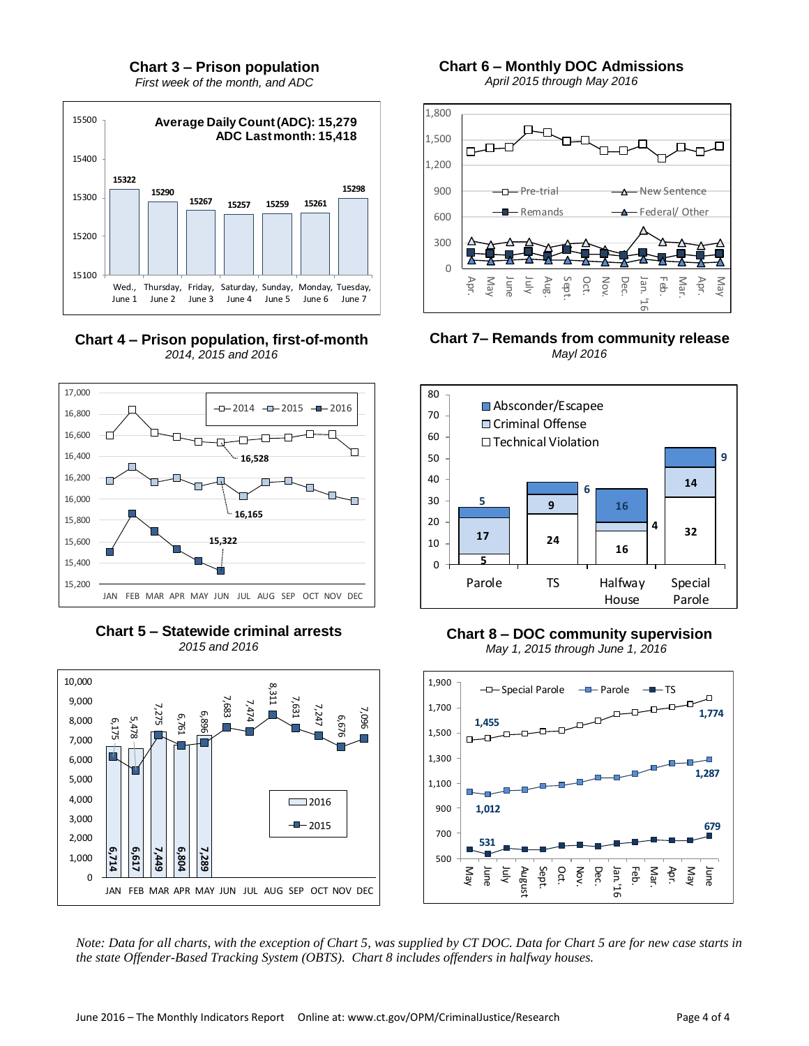## Chart 3 – Prison population

*First week of the month, and ADC*

Average Daily Count (ADC): 15,279
ADC Last month: 15,418

15322 Wed., June 1
15290 Thursday, June 2
15267 Friday, June 3
15257 Saturday, June 4
15259 Sunday, June 5
15261 Monday, June 6
15298 Tuesday, June 7

## Chart 4 – Prison population, first-of-month

*2014, 2015 and 2016*

2014, 2015, 2016

16,528
16,165
15,322

JAN FEB MAR APR MAY JUN JUL AUG SEP OCT NOV DEC

## Chart 5 – Statewide criminal arrests

*2015 and 2016*

2016, 2015

2015: 6,175 5,478 7,275 6,761 6,896 7,683 7,474 8,311 7,631 7,247 6,676 7,096

2016: 6,714 6,617 7,449 6,804 7,289

JAN FEB MAR APR MAY JUN JUL AUG SEP OCT NOV DEC

## Chart 6 – Monthly DOC Admissions

*April 2015 through May 2016*

Pre-trial, New Sentence, Remands, Federal/ Other

Apr. May June July Aug. Sept. Oct. Nov. Dec. Jan. '16 Feb. Mar. Apr. May

## Chart 7– Remands from community release

*Mayl 2016*

Absconder/Escapee, Criminal Offense, Technical Violation

Parole: 5, 17, 5
TS: 6, 9, 24
Halfway House: 16, 4, 16
Special Parole: 9, 14, 32

## Chart 8 – DOC community supervision

*May 1, 2015 through June 1, 2016*

Special Parole, Parole, TS

1,455
1,774
1,012
1,287
531
679

May June July August Sept. Oct. Nov. Dec. Jan.'16 Feb. Mar. Apr. May June

*Note: Data for all charts, with the exception of Chart 5, was supplied by CT DOC. Data for Chart 5 are for new case starts in the state Offender-Based Tracking System (OBTS). Chart 8 includes offenders in halfway houses.*